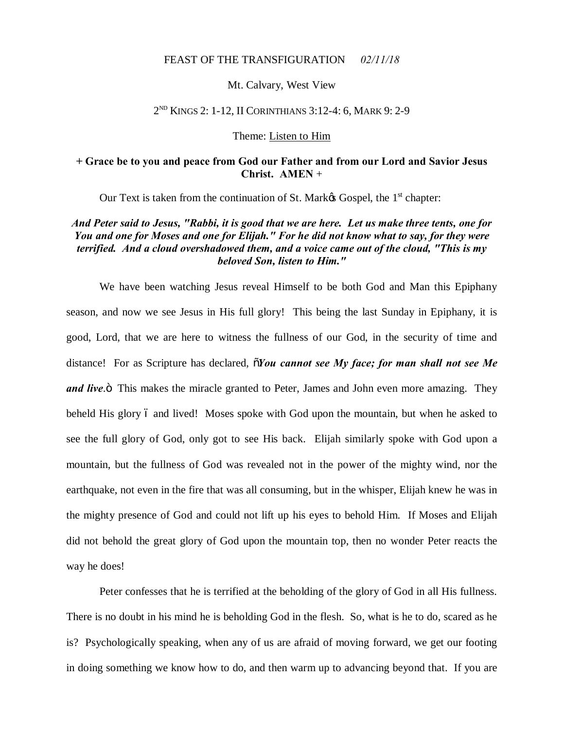FEAST OF THE TRANSFIGURATION *02/11/18*

Mt. Calvary, West View

2ND KINGS 2: 1-12, II CORINTHIANS 3:12-4: 6, MARK 9: 2-9

Theme: Listen to Him

**+ Grace be to you and peace from God our Father and from our Lord and Savior Jesus Christ. AMEN +**

Our Text is taken from the continuation of St. Markõs Gospel, the 1st chapter:

***And Peter said to Jesus, "Rabbi, it is good that we are here. Let us make three tents, one for You and one for Moses and one for Elijah." For he did not know what to say, for they were terrified. And a cloud overshadowed them, and a voice came out of the cloud, "This is my beloved Son, listen to Him."***

We have been watching Jesus reveal Himself to be both God and Man this Epiphany season, and now we see Jesus in His full glory! This being the last Sunday in Epiphany, it is good, Lord, that we are here to witness the fullness of our God, in the security of time and distance! For as Scripture has declared, õ***You cannot see My face; for man shall not see Me and live***.ö This makes the miracle granted to Peter, James and John even more amazing. They beheld His glory ó and lived! Moses spoke with God upon the mountain, but when he asked to see the full glory of God, only got to see His back. Elijah similarly spoke with God upon a mountain, but the fullness of God was revealed not in the power of the mighty wind, nor the earthquake, not even in the fire that was all consuming, but in the whisper, Elijah knew he was in the mighty presence of God and could not lift up his eyes to behold Him. If Moses and Elijah did not behold the great glory of God upon the mountain top, then no wonder Peter reacts the way he does!

Peter confesses that he is terrified at the beholding of the glory of God in all His fullness. There is no doubt in his mind he is beholding God in the flesh. So, what is he to do, scared as he is? Psychologically speaking, when any of us are afraid of moving forward, we get our footing in doing something we know how to do, and then warm up to advancing beyond that. If you are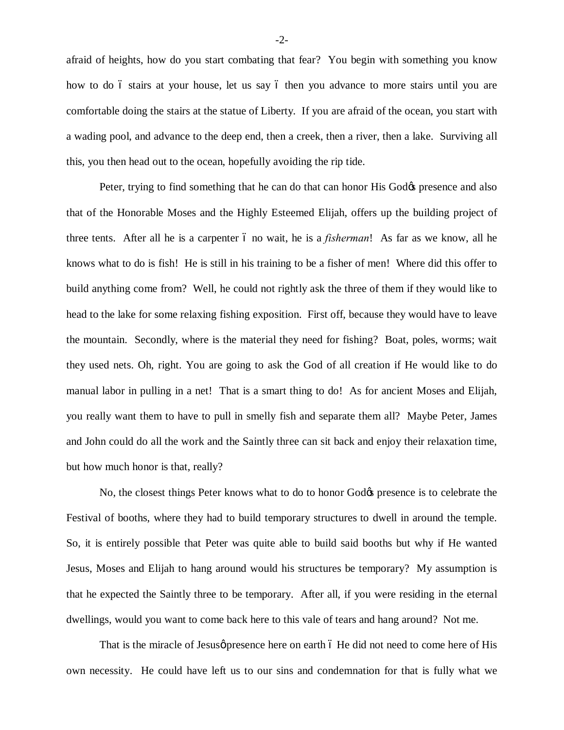afraid of heights, how do you start combating that fear? You begin with something you know how to do – stairs at your house, let us say – then you advance to more stairs until you are comfortable doing the stairs at the statue of Liberty. If you are afraid of the ocean, you start with a wading pool, and advance to the deep end, then a creek, then a river, then a lake. Surviving all this, you then head out to the ocean, hopefully avoiding the rip tide.

Peter, trying to find something that he can do that can honor His God's presence and also that of the Honorable Moses and the Highly Esteemed Elijah, offers up the building project of three tents. After all he is a carpenter – no wait, he is a *fisherman*! As far as we know, all he knows what to do is fish! He is still in his training to be a fisher of men! Where did this offer to build anything come from? Well, he could not rightly ask the three of them if they would like to head to the lake for some relaxing fishing exposition. First off, because they would have to leave the mountain. Secondly, where is the material they need for fishing? Boat, poles, worms; wait they used nets. Oh, right. You are going to ask the God of all creation if He would like to do manual labor in pulling in a net! That is a smart thing to do! As for ancient Moses and Elijah, you really want them to have to pull in smelly fish and separate them all? Maybe Peter, James and John could do all the work and the Saintly three can sit back and enjoy their relaxation time, but how much honor is that, really?

No, the closest things Peter knows what to do to honor God's presence is to celebrate the Festival of booths, where they had to build temporary structures to dwell in around the temple. So, it is entirely possible that Peter was quite able to build said booths but why if He wanted Jesus, Moses and Elijah to hang around would his structures be temporary? My assumption is that he expected the Saintly three to be temporary. After all, if you were residing in the eternal dwellings, would you want to come back here to this vale of tears and hang around? Not me.

That is the miracle of Jesus' presence here on earth – He did not need to come here of His own necessity. He could have left us to our sins and condemnation for that is fully what we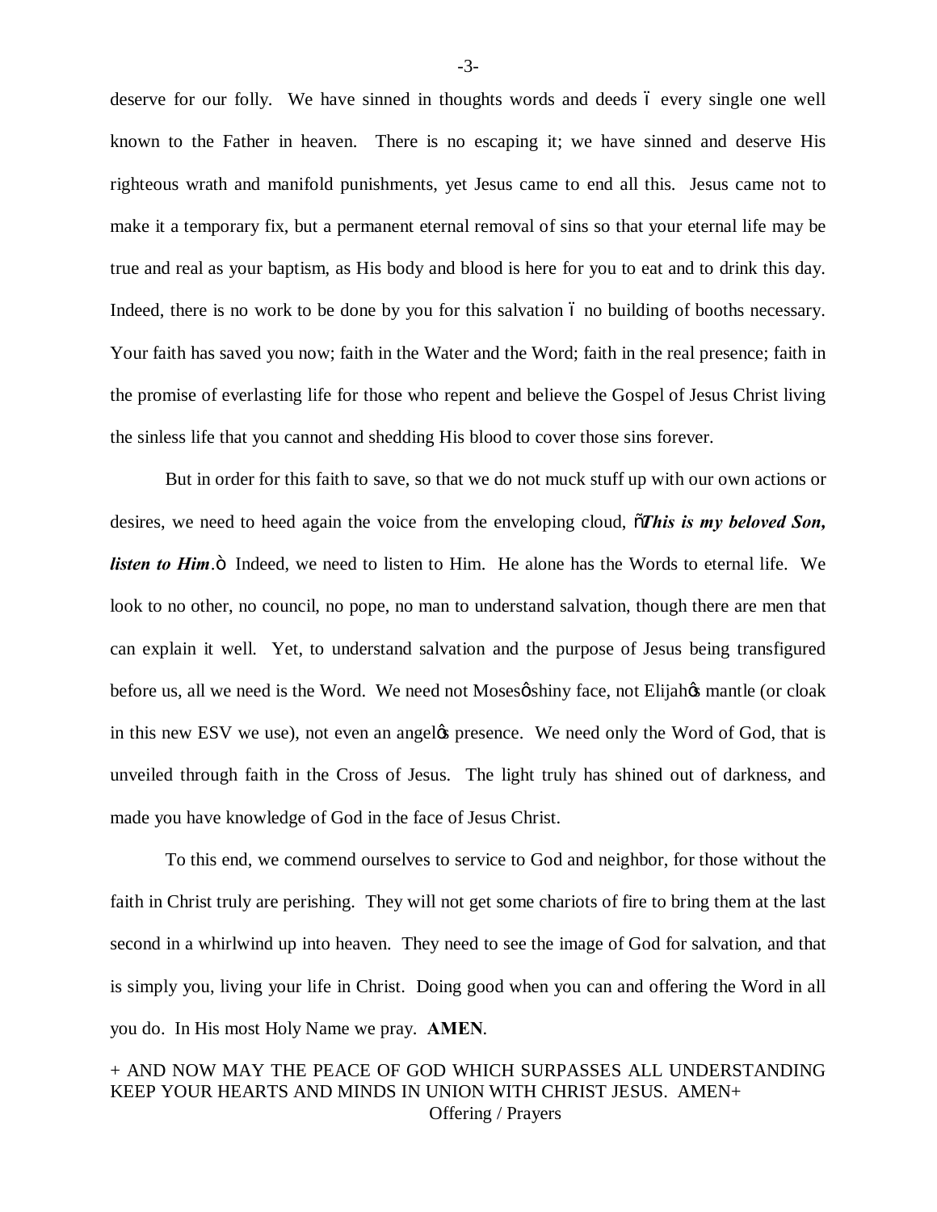deserve for our folly. We have sinned in thoughts words and deeds – every single one well known to the Father in heaven. There is no escaping it; we have sinned and deserve His righteous wrath and manifold punishments, yet Jesus came to end all this. Jesus came not to make it a temporary fix, but a permanent eternal removal of sins so that your eternal life may be true and real as your baptism, as His body and blood is here for you to eat and to drink this day. Indeed, there is no work to be done by you for this salvation – no building of booths necessary. Your faith has saved you now; faith in the Water and the Word; faith in the real presence; faith in the promise of everlasting life for those who repent and believe the Gospel of Jesus Christ living the sinless life that you cannot and shedding His blood to cover those sins forever.

But in order for this faith to save, so that we do not muck stuff up with our own actions or desires, we need to heed again the voice from the enveloping cloud, "***This is my beloved Son, listen to Him***." Indeed, we need to listen to Him. He alone has the Words to eternal life. We look to no other, no council, no pope, no man to understand salvation, though there are men that can explain it well. Yet, to understand salvation and the purpose of Jesus being transfigured before us, all we need is the Word. We need not Moses' shiny face, not Elijah's mantle (or cloak in this new ESV we use), not even an angel's presence. We need only the Word of God, that is unveiled through faith in the Cross of Jesus. The light truly has shined out of darkness, and made you have knowledge of God in the face of Jesus Christ.

To this end, we commend ourselves to service to God and neighbor, for those without the faith in Christ truly are perishing. They will not get some chariots of fire to bring them at the last second in a whirlwind up into heaven. They need to see the image of God for salvation, and that is simply you, living your life in Christ. Doing good when you can and offering the Word in all you do. In His most Holy Name we pray. **AMEN**.

+ AND NOW MAY THE PEACE OF GOD WHICH SURPASSES ALL UNDERSTANDING KEEP YOUR HEARTS AND MINDS IN UNION WITH CHRIST JESUS. AMEN+

Offering / Prayers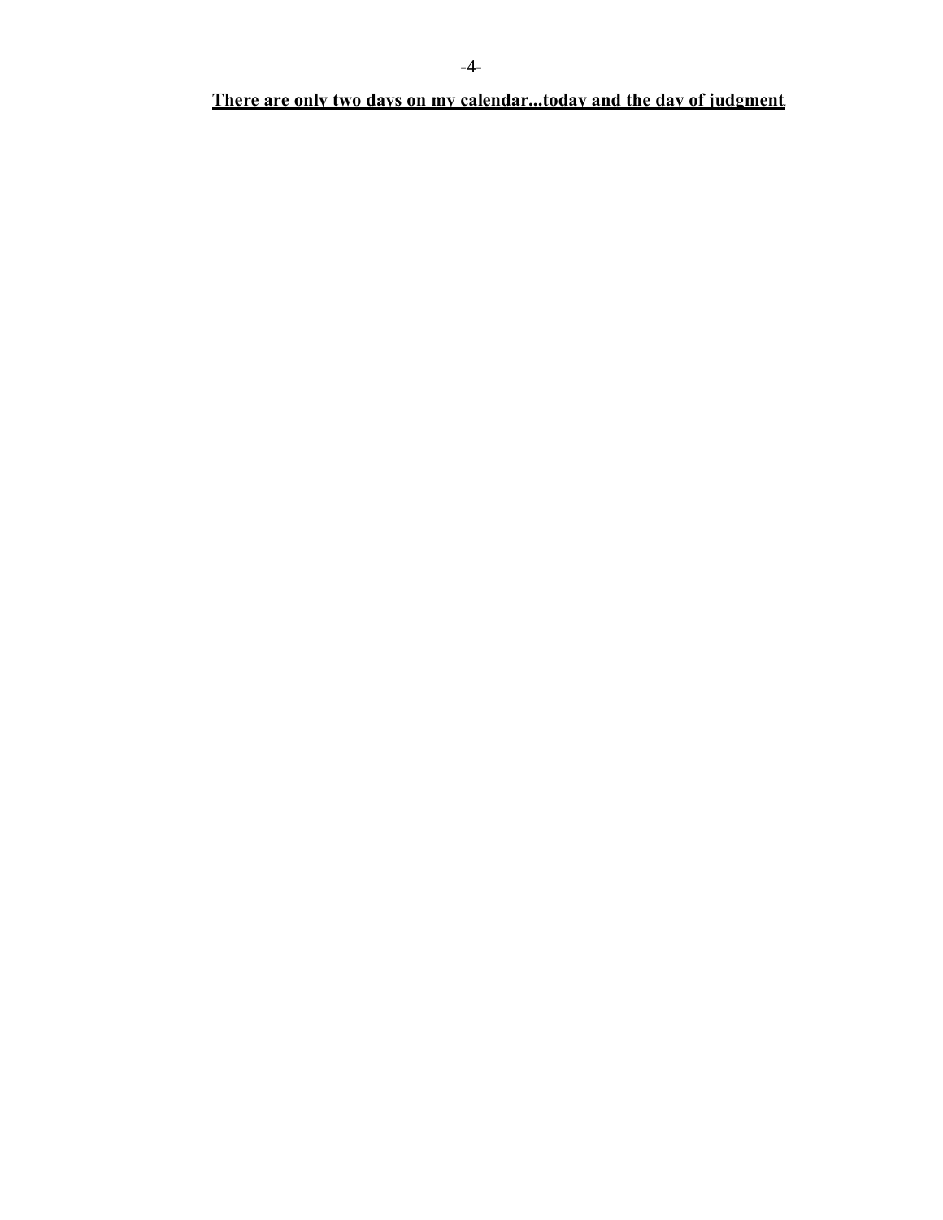**There are only two days on my calendar...today and the day of judgment.**